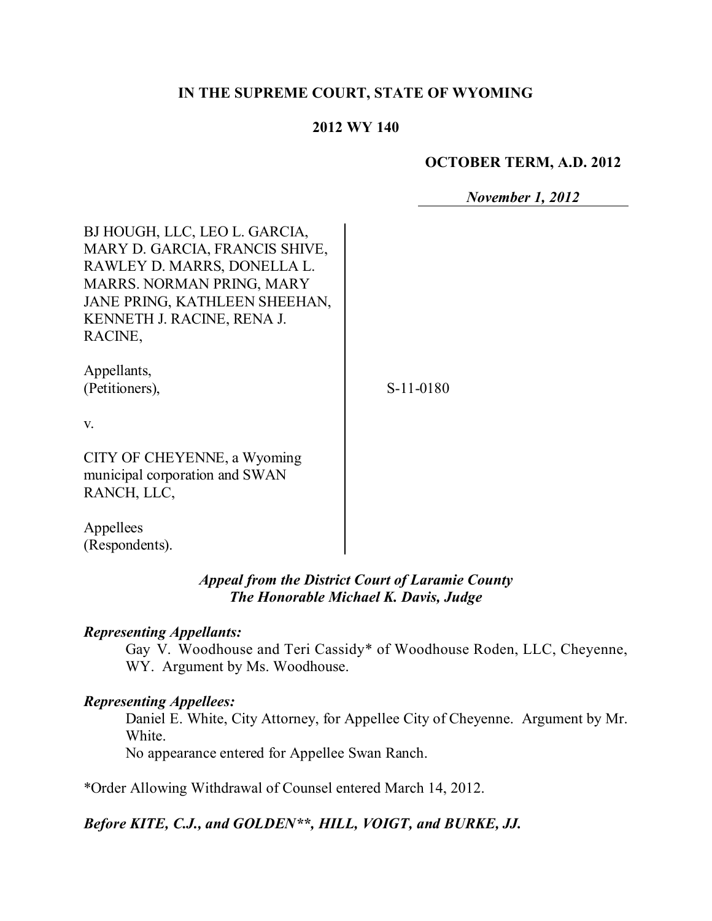**IN THE SUPREME COURT, STATE OF WYOMING**

**2012 WY 140**

**OCTOBER TERM, A.D. 2012**

***November 1, 2012***

| | | |
|---|---|---|
| BJ HOUGH, LLC, LEO L. GARCIA, MARY D. GARCIA, FRANCIS SHIVE, RAWLEY D. MARRS, DONELLA L. MARRS. NORMAN PRING, MARY JANE PRING, KATHLEEN SHEEHAN, KENNETH J. RACINE, RENA J. RACINE,<br><br>Appellants,<br>(Petitioners),<br><br>v.<br><br>CITY OF CHEYENNE, a Wyoming municipal corporation and SWAN RANCH, LLC,<br><br>Appellees<br>(Respondents). | | S-11-0180 |

***Appeal from the District Court of Laramie County***
***The Honorable Michael K. Davis, Judge***

***Representing Appellants:***

Gay V. Woodhouse and Teri Cassidy* of Woodhouse Roden, LLC, Cheyenne, WY. Argument by Ms. Woodhouse.

***Representing Appellees:***

Daniel E. White, City Attorney, for Appellee City of Cheyenne. Argument by Mr. White.

No appearance entered for Appellee Swan Ranch.

*Order Allowing Withdrawal of Counsel entered March 14, 2012.

***Before KITE, C.J., and GOLDEN\*\*, HILL, VOIGT, and BURKE, JJ.***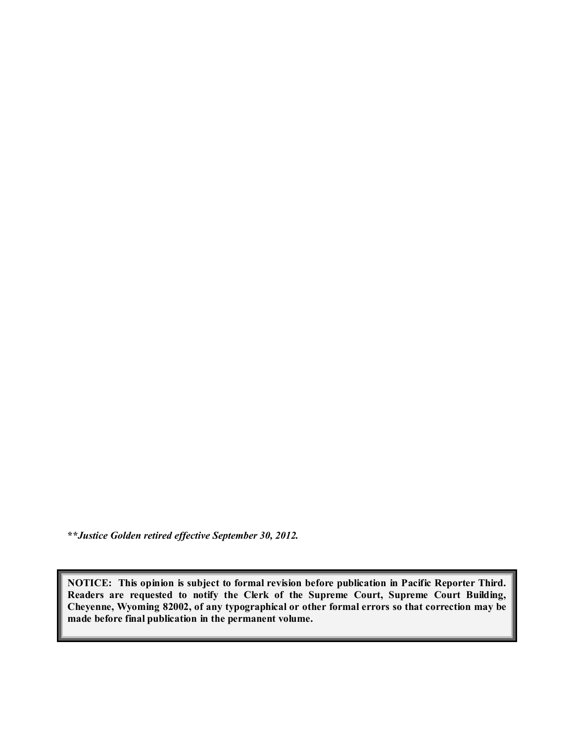***Justice Golden retired effective September 30, 2012.***

**NOTICE: This opinion is subject to formal revision before publication in Pacific Reporter Third. Readers are requested to notify the Clerk of the Supreme Court, Supreme Court Building, Cheyenne, Wyoming 82002, of any typographical or other formal errors so that correction may be made before final publication in the permanent volume.**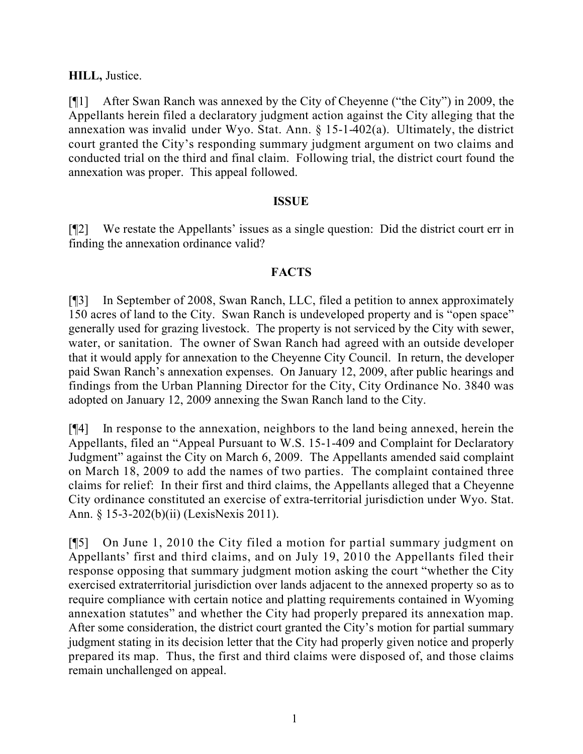**HILL,** Justice.

[¶1] After Swan Ranch was annexed by the City of Cheyenne ("the City") in 2009, the Appellants herein filed a declaratory judgment action against the City alleging that the annexation was invalid under Wyo. Stat. Ann. § 15-1-402(a). Ultimately, the district court granted the City's responding summary judgment argument on two claims and conducted trial on the third and final claim. Following trial, the district court found the annexation was proper. This appeal followed.

**ISSUE**

[¶2] We restate the Appellants' issues as a single question: Did the district court err in finding the annexation ordinance valid?

**FACTS**

[¶3] In September of 2008, Swan Ranch, LLC, filed a petition to annex approximately 150 acres of land to the City. Swan Ranch is undeveloped property and is "open space" generally used for grazing livestock. The property is not serviced by the City with sewer, water, or sanitation. The owner of Swan Ranch had agreed with an outside developer that it would apply for annexation to the Cheyenne City Council. In return, the developer paid Swan Ranch's annexation expenses. On January 12, 2009, after public hearings and findings from the Urban Planning Director for the City, City Ordinance No. 3840 was adopted on January 12, 2009 annexing the Swan Ranch land to the City.

[¶4] In response to the annexation, neighbors to the land being annexed, herein the Appellants, filed an "Appeal Pursuant to W.S. 15-1-409 and Complaint for Declaratory Judgment" against the City on March 6, 2009. The Appellants amended said complaint on March 18, 2009 to add the names of two parties. The complaint contained three claims for relief: In their first and third claims, the Appellants alleged that a Cheyenne City ordinance constituted an exercise of extra-territorial jurisdiction under Wyo. Stat. Ann. § 15-3-202(b)(ii) (LexisNexis 2011).

[¶5] On June 1, 2010 the City filed a motion for partial summary judgment on Appellants' first and third claims, and on July 19, 2010 the Appellants filed their response opposing that summary judgment motion asking the court "whether the City exercised extraterritorial jurisdiction over lands adjacent to the annexed property so as to require compliance with certain notice and platting requirements contained in Wyoming annexation statutes" and whether the City had properly prepared its annexation map. After some consideration, the district court granted the City's motion for partial summary judgment stating in its decision letter that the City had properly given notice and properly prepared its map. Thus, the first and third claims were disposed of, and those claims remain unchallenged on appeal.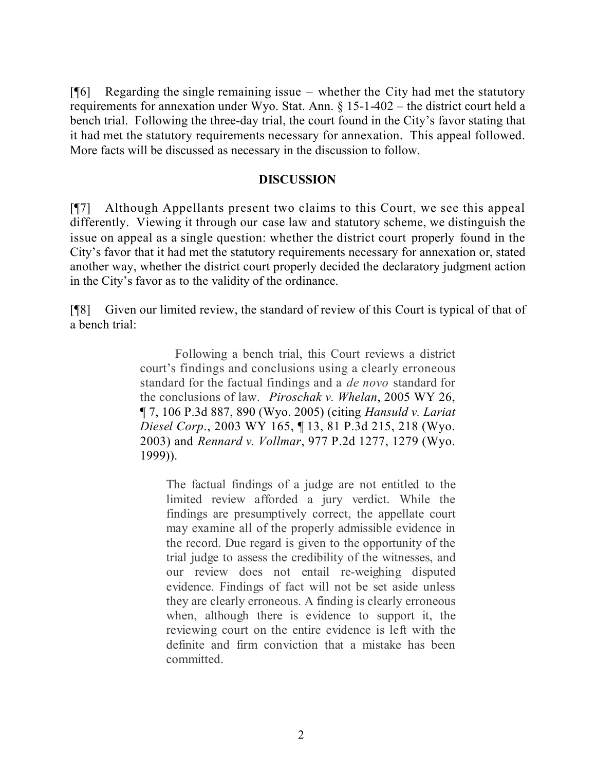[¶6] Regarding the single remaining issue – whether the City had met the statutory requirements for annexation under Wyo. Stat. Ann. § 15-1-402 – the district court held a bench trial. Following the three-day trial, the court found in the City's favor stating that it had met the statutory requirements necessary for annexation. This appeal followed. More facts will be discussed as necessary in the discussion to follow.

## DISCUSSION

[¶7] Although Appellants present two claims to this Court, we see this appeal differently. Viewing it through our case law and statutory scheme, we distinguish the issue on appeal as a single question: whether the district court properly found in the City's favor that it had met the statutory requirements necessary for annexation or, stated another way, whether the district court properly decided the declaratory judgment action in the City's favor as to the validity of the ordinance.

[¶8] Given our limited review, the standard of review of this Court is typical of that of a bench trial:

> Following a bench trial, this Court reviews a district court's findings and conclusions using a clearly erroneous standard for the factual findings and a *de novo* standard for the conclusions of law. *Piroschak v. Whelan*, 2005 WY 26, ¶ 7, 106 P.3d 887, 890 (Wyo. 2005) (citing *Hansuld v. Lariat Diesel Corp*., 2003 WY 165, ¶ 13, 81 P.3d 215, 218 (Wyo. 2003) and *Rennard v. Vollmar*, 977 P.2d 1277, 1279 (Wyo. 1999)).
>
> > The factual findings of a judge are not entitled to the limited review afforded a jury verdict. While the findings are presumptively correct, the appellate court may examine all of the properly admissible evidence in the record. Due regard is given to the opportunity of the trial judge to assess the credibility of the witnesses, and our review does not entail re-weighing disputed evidence. Findings of fact will not be set aside unless they are clearly erroneous. A finding is clearly erroneous when, although there is evidence to support it, the reviewing court on the entire evidence is left with the definite and firm conviction that a mistake has been committed.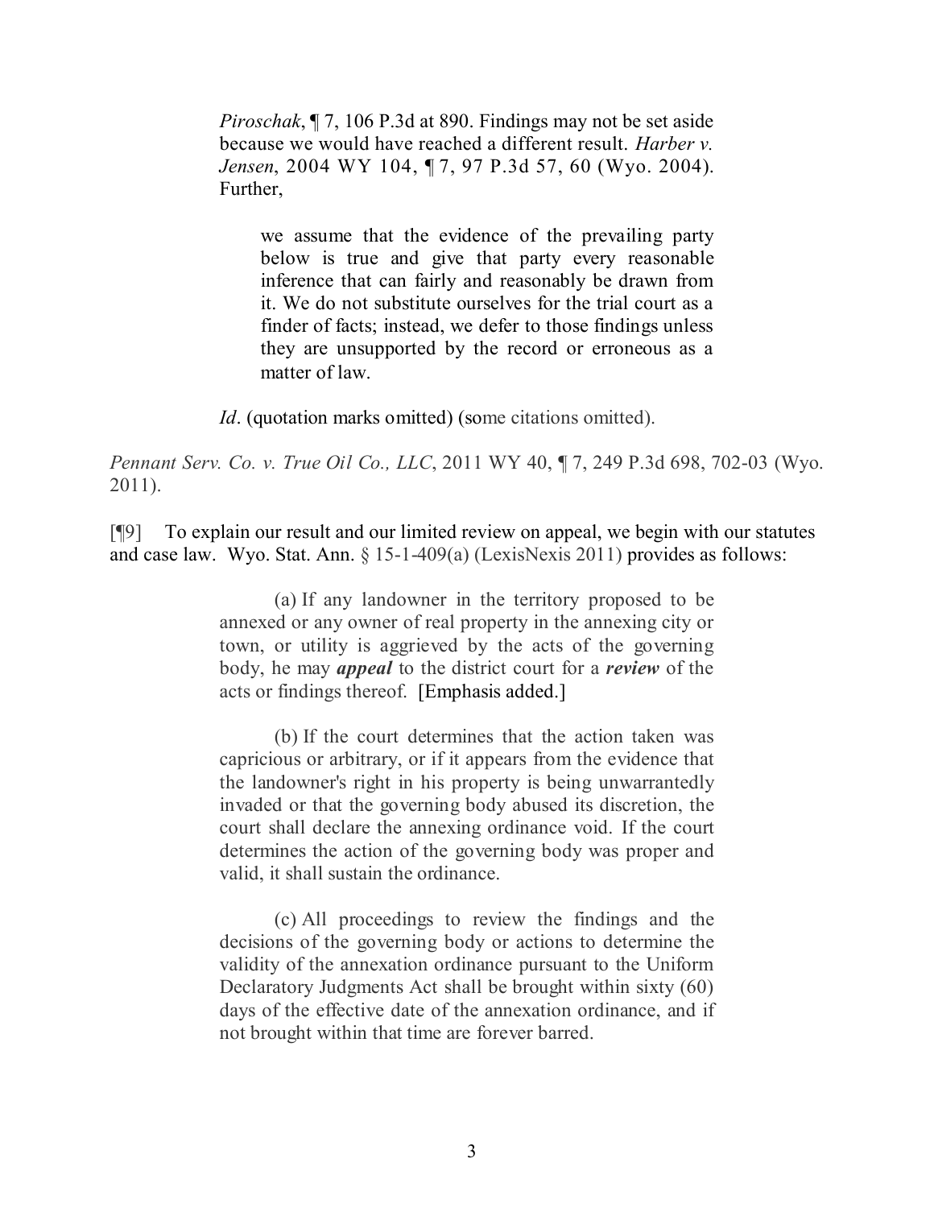> *Piroschak*, ¶ 7, 106 P.3d at 890. Findings may not be set aside because we would have reached a different result. *Harber v. Jensen*, 2004 WY 104, ¶ 7, 97 P.3d 57, 60 (Wyo. 2004). Further,
>
> > we assume that the evidence of the prevailing party below is true and give that party every reasonable inference that can fairly and reasonably be drawn from it. We do not substitute ourselves for the trial court as a finder of facts; instead, we defer to those findings unless they are unsupported by the record or erroneous as a matter of law.
>
> *Id*. (quotation marks omitted) (some citations omitted).

*Pennant Serv. Co. v. True Oil Co., LLC*, 2011 WY 40, ¶ 7, 249 P.3d 698, 702-03 (Wyo. 2011).

[¶9] To explain our result and our limited review on appeal, we begin with our statutes and case law. Wyo. Stat. Ann. § 15-1-409(a) (LexisNexis 2011) provides as follows:

> (a) If any landowner in the territory proposed to be annexed or any owner of real property in the annexing city or town, or utility is aggrieved by the acts of the governing body, he may ***appeal*** to the district court for a ***review*** of the acts or findings thereof. [Emphasis added.]
>
> (b) If the court determines that the action taken was capricious or arbitrary, or if it appears from the evidence that the landowner's right in his property is being unwarrantedly invaded or that the governing body abused its discretion, the court shall declare the annexing ordinance void. If the court determines the action of the governing body was proper and valid, it shall sustain the ordinance.
>
> (c) All proceedings to review the findings and the decisions of the governing body or actions to determine the validity of the annexation ordinance pursuant to the Uniform Declaratory Judgments Act shall be brought within sixty (60) days of the effective date of the annexation ordinance, and if not brought within that time are forever barred.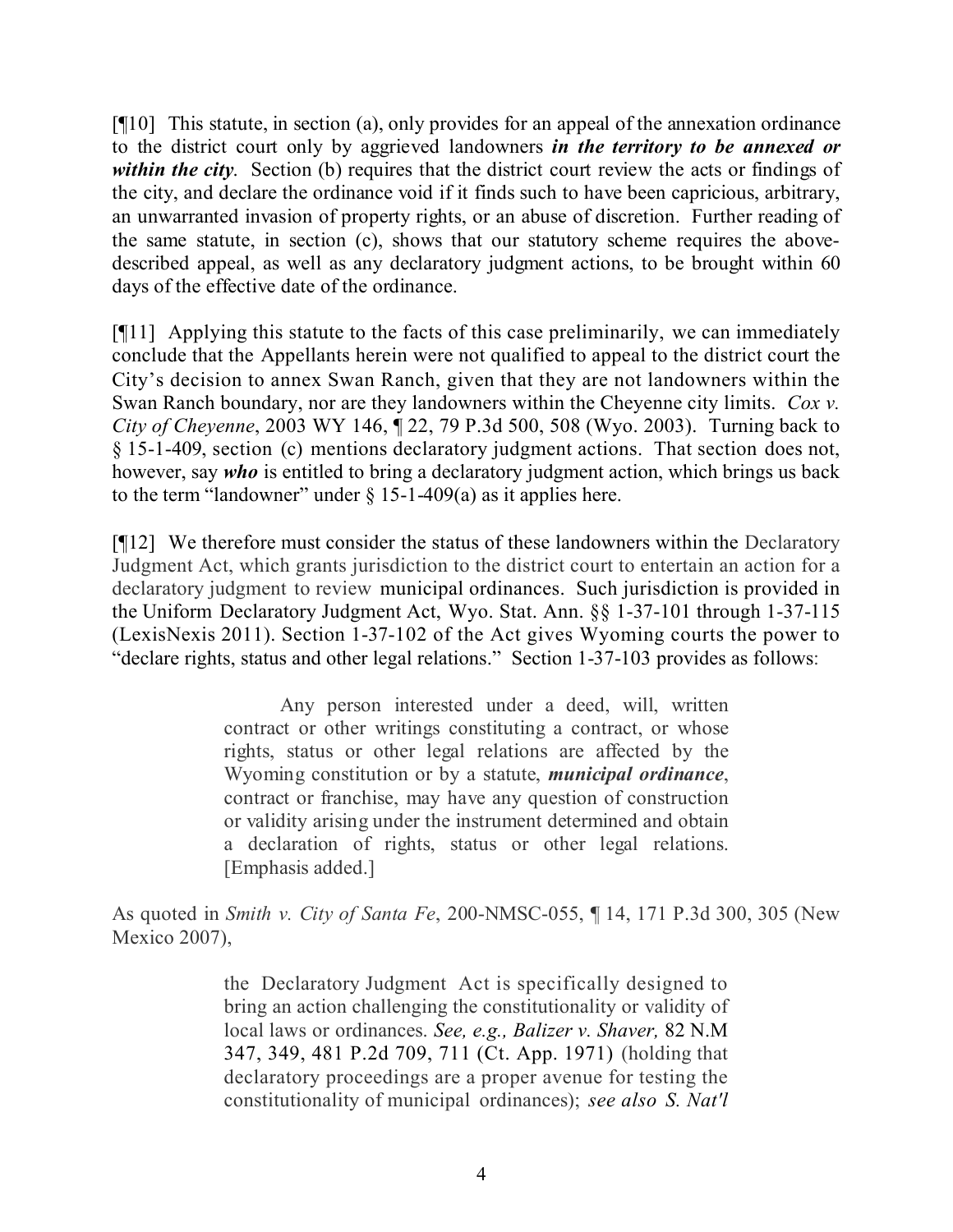[¶10] This statute, in section (a), only provides for an appeal of the annexation ordinance to the district court only by aggrieved landowners ***in the territory to be annexed or within the city***. Section (b) requires that the district court review the acts or findings of the city, and declare the ordinance void if it finds such to have been capricious, arbitrary, an unwarranted invasion of property rights, or an abuse of discretion. Further reading of the same statute, in section (c), shows that our statutory scheme requires the above-described appeal, as well as any declaratory judgment actions, to be brought within 60 days of the effective date of the ordinance.

[¶11] Applying this statute to the facts of this case preliminarily, we can immediately conclude that the Appellants herein were not qualified to appeal to the district court the City's decision to annex Swan Ranch, given that they are not landowners within the Swan Ranch boundary, nor are they landowners within the Cheyenne city limits. *Cox v. City of Cheyenne*, 2003 WY 146, ¶ 22, 79 P.3d 500, 508 (Wyo. 2003). Turning back to § 15-1-409, section (c) mentions declaratory judgment actions. That section does not, however, say ***who*** is entitled to bring a declaratory judgment action, which brings us back to the term "landowner" under § 15-1-409(a) as it applies here.

[¶12] We therefore must consider the status of these landowners within the Declaratory Judgment Act, which grants jurisdiction to the district court to entertain an action for a declaratory judgment to review municipal ordinances. Such jurisdiction is provided in the Uniform Declaratory Judgment Act, Wyo. Stat. Ann. §§ 1-37-101 through 1-37-115 (LexisNexis 2011). Section 1-37-102 of the Act gives Wyoming courts the power to "declare rights, status and other legal relations." Section 1-37-103 provides as follows:

> Any person interested under a deed, will, written contract or other writings constituting a contract, or whose rights, status or other legal relations are affected by the Wyoming constitution or by a statute, ***municipal ordinance***, contract or franchise, may have any question of construction or validity arising under the instrument determined and obtain a declaration of rights, status or other legal relations. [Emphasis added.]

As quoted in *Smith v. City of Santa Fe*, 200-NMSC-055, ¶ 14, 171 P.3d 300, 305 (New Mexico 2007),

> the Declaratory Judgment Act is specifically designed to bring an action challenging the constitutionality or validity of local laws or ordinances. *See, e.g., Balizer v. Shaver,* 82 N.M 347, 349, 481 P.2d 709, 711 (Ct. App. 1971) (holding that declaratory proceedings are a proper avenue for testing the constitutionality of municipal ordinances); *see also S. Nat'l*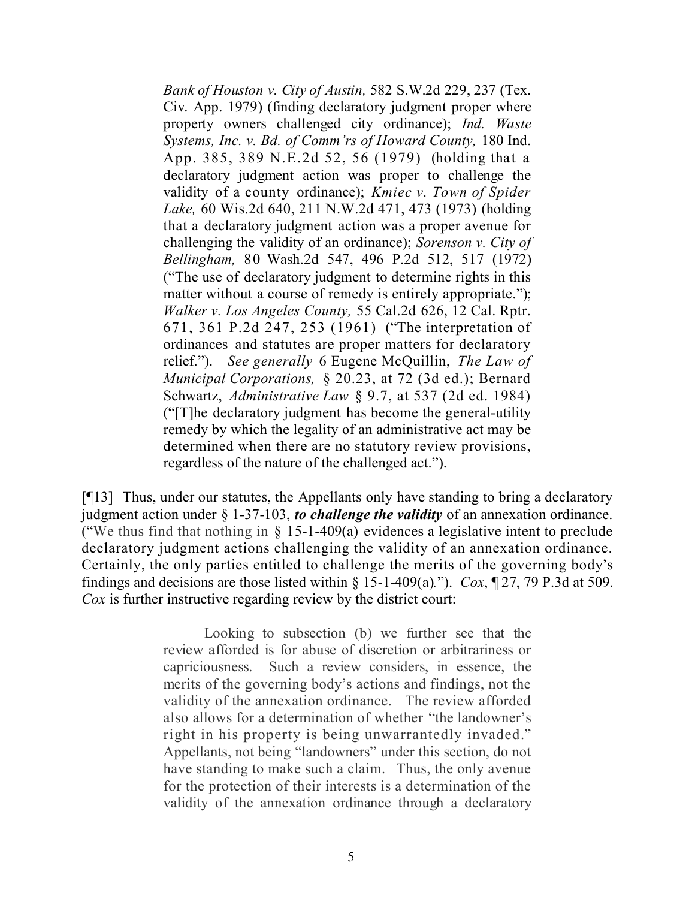> *Bank of Houston v. City of Austin,* 582 S.W.2d 229, 237 (Tex. Civ. App. 1979) (finding declaratory judgment proper where property owners challenged city ordinance); *Ind. Waste Systems, Inc. v. Bd. of Comm'rs of Howard County,* 180 Ind. App. 385, 389 N.E.2d 52, 56 (1979) (holding that a declaratory judgment action was proper to challenge the validity of a county ordinance); *Kmiec v. Town of Spider Lake,* 60 Wis.2d 640, 211 N.W.2d 471, 473 (1973) (holding that a declaratory judgment action was a proper avenue for challenging the validity of an ordinance); *Sorenson v. City of Bellingham,* 80 Wash.2d 547, 496 P.2d 512, 517 (1972) ("The use of declaratory judgment to determine rights in this matter without a course of remedy is entirely appropriate."); *Walker v. Los Angeles County,* 55 Cal.2d 626, 12 Cal. Rptr. 671, 361 P.2d 247, 253 (1961) ("The interpretation of ordinances and statutes are proper matters for declaratory relief."). *See generally* 6 Eugene McQuillin, *The Law of Municipal Corporations,* § 20.23, at 72 (3d ed.); Bernard Schwartz, *Administrative Law* § 9.7, at 537 (2d ed. 1984) ("[T]he declaratory judgment has become the general-utility remedy by which the legality of an administrative act may be determined when there are no statutory review provisions, regardless of the nature of the challenged act.").

[¶13] Thus, under our statutes, the Appellants only have standing to bring a declaratory judgment action under § 1-37-103, ***to challenge the validity*** of an annexation ordinance. ("We thus find that nothing in § 15-1-409(a) evidences a legislative intent to preclude declaratory judgment actions challenging the validity of an annexation ordinance. Certainly, the only parties entitled to challenge the merits of the governing body's findings and decisions are those listed within § 15-1-409(a)."). *Cox*, ¶ 27, 79 P.3d at 509. *Cox* is further instructive regarding review by the district court:

> Looking to subsection (b) we further see that the review afforded is for abuse of discretion or arbitrariness or capriciousness. Such a review considers, in essence, the merits of the governing body's actions and findings, not the validity of the annexation ordinance. The review afforded also allows for a determination of whether "the landowner's right in his property is being unwarrantedly invaded." Appellants, not being "landowners" under this section, do not have standing to make such a claim. Thus, the only avenue for the protection of their interests is a determination of the validity of the annexation ordinance through a declaratory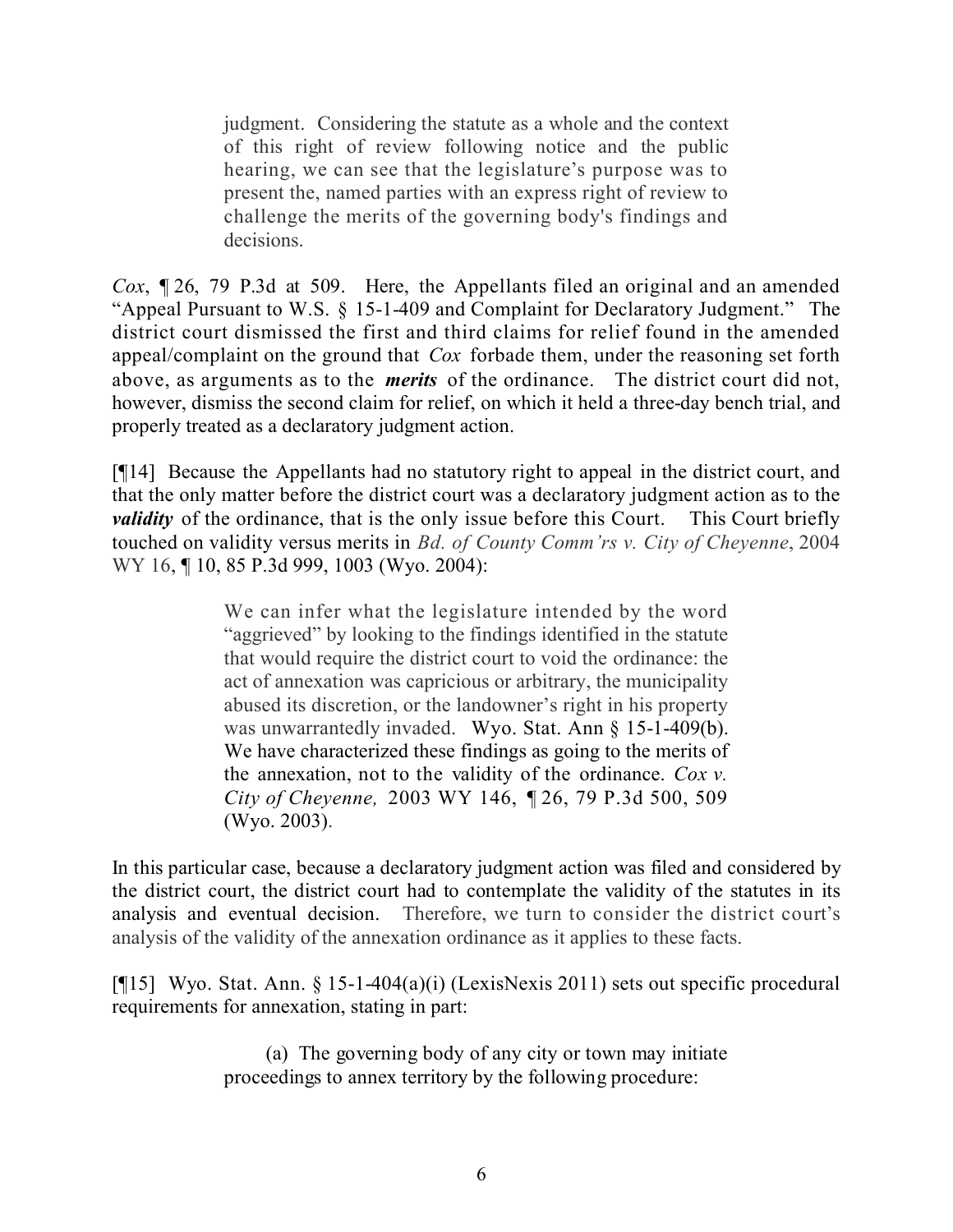> judgment. Considering the statute as a whole and the context of this right of review following notice and the public hearing, we can see that the legislature's purpose was to present the, named parties with an express right of review to challenge the merits of the governing body's findings and decisions.

*Cox*, ¶ 26, 79 P.3d at 509. Here, the Appellants filed an original and an amended "Appeal Pursuant to W.S. § 15-1-409 and Complaint for Declaratory Judgment." The district court dismissed the first and third claims for relief found in the amended appeal/complaint on the ground that *Cox* forbade them, under the reasoning set forth above, as arguments as to the ***merits*** of the ordinance. The district court did not, however, dismiss the second claim for relief, on which it held a three-day bench trial, and properly treated as a declaratory judgment action.

[¶14] Because the Appellants had no statutory right to appeal in the district court, and that the only matter before the district court was a declaratory judgment action as to the ***validity*** of the ordinance, that is the only issue before this Court. This Court briefly touched on validity versus merits in *Bd. of County Comm'rs v. City of Cheyenne*, 2004 WY 16, ¶ 10, 85 P.3d 999, 1003 (Wyo. 2004):

> We can infer what the legislature intended by the word "aggrieved" by looking to the findings identified in the statute that would require the district court to void the ordinance: the act of annexation was capricious or arbitrary, the municipality abused its discretion, or the landowner's right in his property was unwarrantedly invaded. Wyo. Stat. Ann § 15-1-409(b). We have characterized these findings as going to the merits of the annexation, not to the validity of the ordinance. *Cox v. City of Cheyenne,* 2003 WY 146, ¶ 26, 79 P.3d 500, 509 (Wyo. 2003).

In this particular case, because a declaratory judgment action was filed and considered by the district court, the district court had to contemplate the validity of the statutes in its analysis and eventual decision. Therefore, we turn to consider the district court's analysis of the validity of the annexation ordinance as it applies to these facts.

[¶15] Wyo. Stat. Ann. § 15-1-404(a)(i) (LexisNexis 2011) sets out specific procedural requirements for annexation, stating in part:

> (a) The governing body of any city or town may initiate proceedings to annex territory by the following procedure: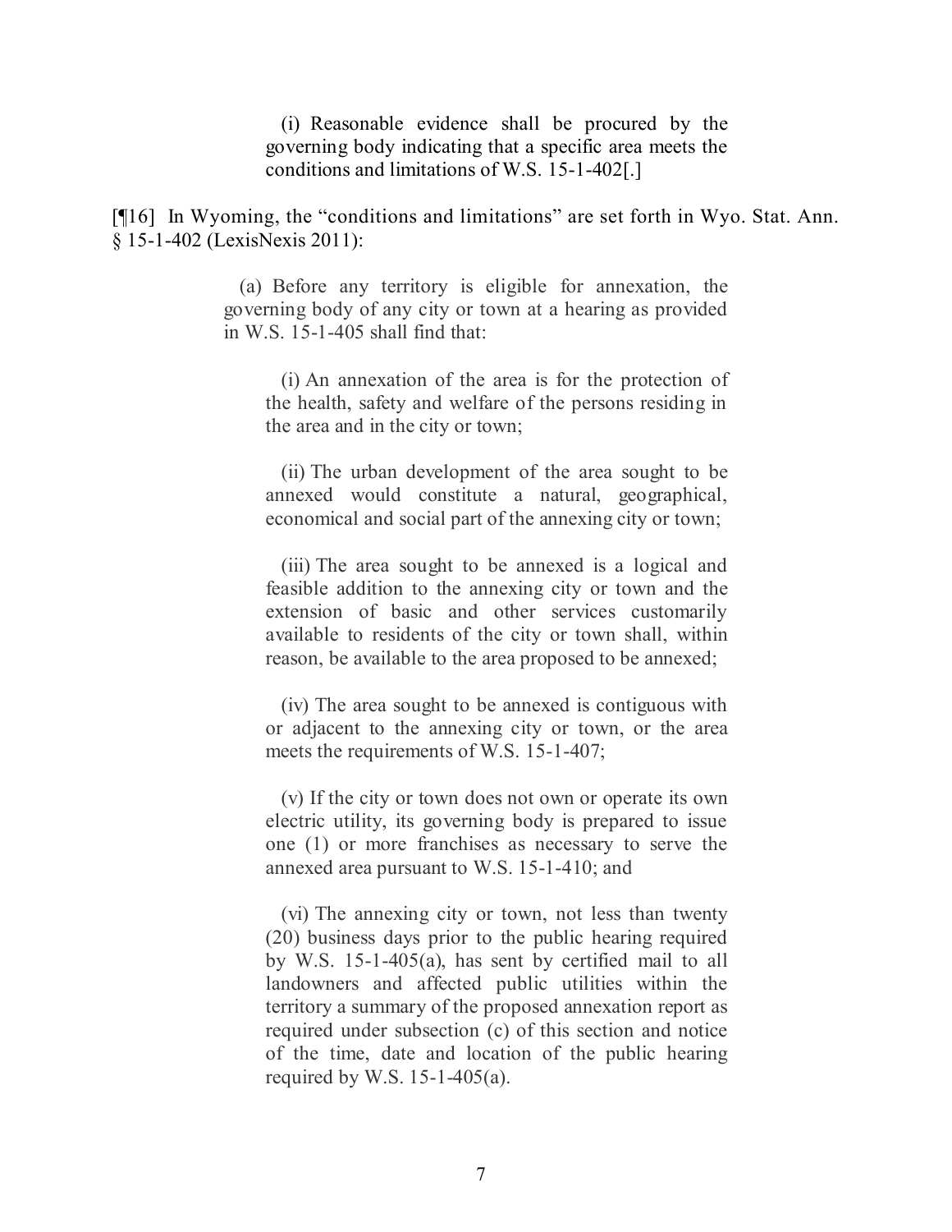> (i) Reasonable evidence shall be procured by the governing body indicating that a specific area meets the conditions and limitations of W.S. 15-1-402[.]

[¶16] In Wyoming, the "conditions and limitations" are set forth in Wyo. Stat. Ann. § 15-1-402 (LexisNexis 2011):

> (a) Before any territory is eligible for annexation, the governing body of any city or town at a hearing as provided in W.S. 15-1-405 shall find that:
>
> > (i) An annexation of the area is for the protection of the health, safety and welfare of the persons residing in the area and in the city or town;
> >
> > (ii) The urban development of the area sought to be annexed would constitute a natural, geographical, economical and social part of the annexing city or town;
> >
> > (iii) The area sought to be annexed is a logical and feasible addition to the annexing city or town and the extension of basic and other services customarily available to residents of the city or town shall, within reason, be available to the area proposed to be annexed;
> >
> > (iv) The area sought to be annexed is contiguous with or adjacent to the annexing city or town, or the area meets the requirements of W.S. 15-1-407;
> >
> > (v) If the city or town does not own or operate its own electric utility, its governing body is prepared to issue one (1) or more franchises as necessary to serve the annexed area pursuant to W.S. 15-1-410; and
> >
> > (vi) The annexing city or town, not less than twenty (20) business days prior to the public hearing required by W.S. 15-1-405(a), has sent by certified mail to all landowners and affected public utilities within the territory a summary of the proposed annexation report as required under subsection (c) of this section and notice of the time, date and location of the public hearing required by W.S. 15-1-405(a).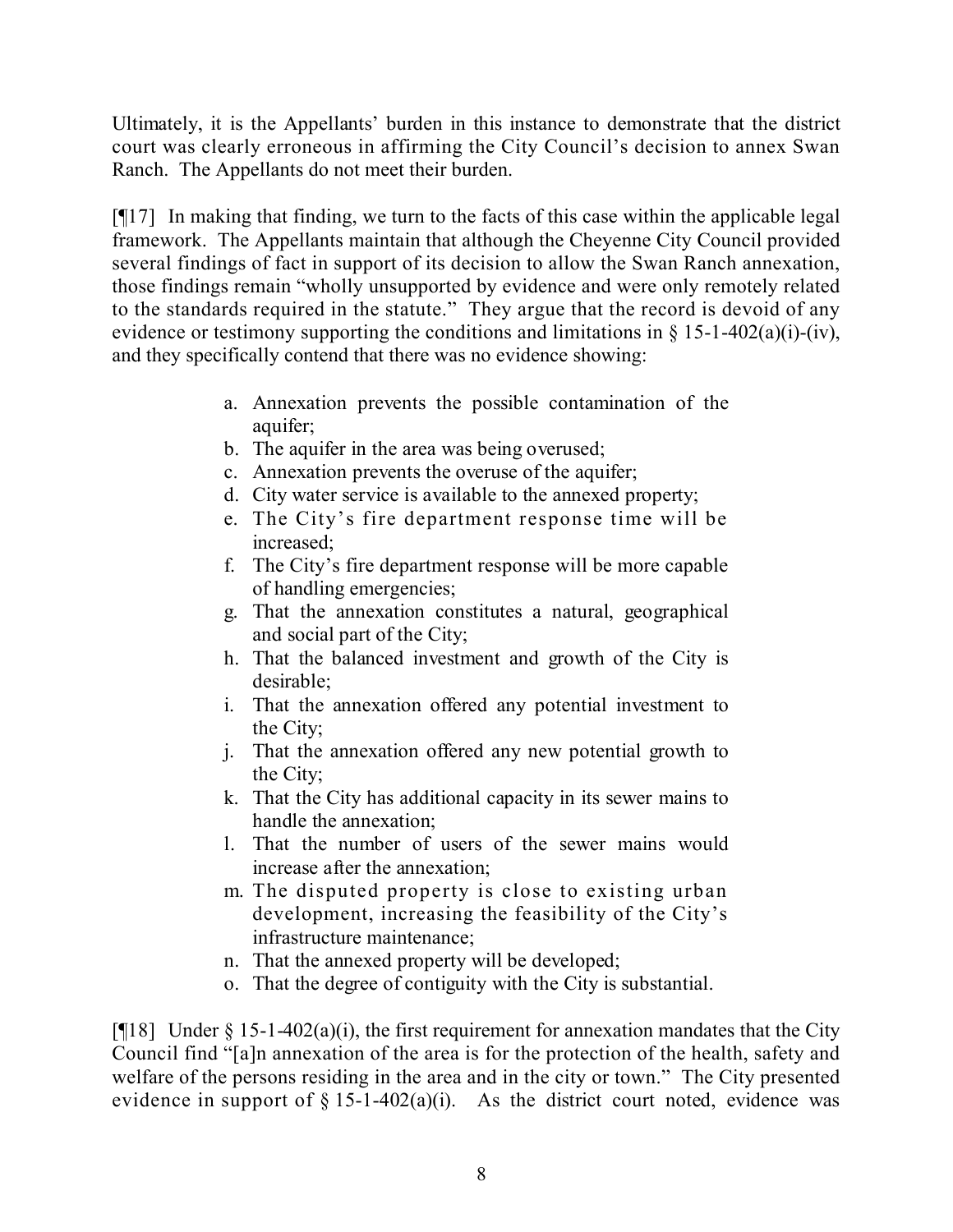Ultimately, it is the Appellants' burden in this instance to demonstrate that the district court was clearly erroneous in affirming the City Council's decision to annex Swan Ranch. The Appellants do not meet their burden.

[¶17] In making that finding, we turn to the facts of this case within the applicable legal framework. The Appellants maintain that although the Cheyenne City Council provided several findings of fact in support of its decision to allow the Swan Ranch annexation, those findings remain "wholly unsupported by evidence and were only remotely related to the standards required in the statute." They argue that the record is devoid of any evidence or testimony supporting the conditions and limitations in § 15-1-402(a)(i)-(iv), and they specifically contend that there was no evidence showing:

> a. Annexation prevents the possible contamination of the aquifer;
> b. The aquifer in the area was being overused;
> c. Annexation prevents the overuse of the aquifer;
> d. City water service is available to the annexed property;
> e. The City's fire department response time will be increased;
> f. The City's fire department response will be more capable of handling emergencies;
> g. That the annexation constitutes a natural, geographical and social part of the City;
> h. That the balanced investment and growth of the City is desirable;
> i. That the annexation offered any potential investment to the City;
> j. That the annexation offered any new potential growth to the City;
> k. That the City has additional capacity in its sewer mains to handle the annexation;
> l. That the number of users of the sewer mains would increase after the annexation;
> m. The disputed property is close to existing urban development, increasing the feasibility of the City's infrastructure maintenance;
> n. That the annexed property will be developed;
> o. That the degree of contiguity with the City is substantial.

[¶18] Under § 15-1-402(a)(i), the first requirement for annexation mandates that the City Council find "[a]n annexation of the area is for the protection of the health, safety and welfare of the persons residing in the area and in the city or town." The City presented evidence in support of § 15-1-402(a)(i). As the district court noted, evidence was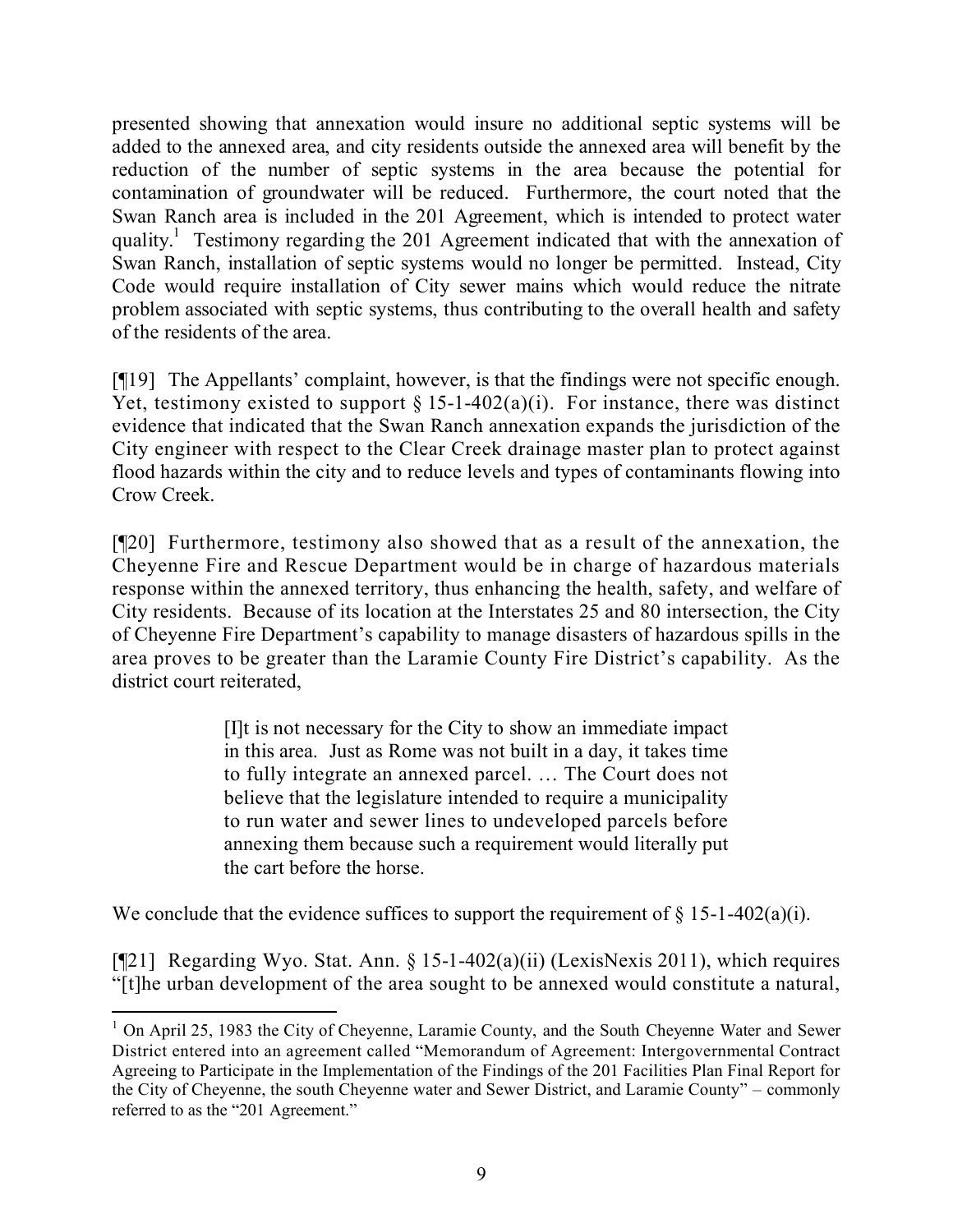presented showing that annexation would insure no additional septic systems will be added to the annexed area, and city residents outside the annexed area will benefit by the reduction of the number of septic systems in the area because the potential for contamination of groundwater will be reduced. Furthermore, the court noted that the Swan Ranch area is included in the 201 Agreement, which is intended to protect water quality.[1] Testimony regarding the 201 Agreement indicated that with the annexation of Swan Ranch, installation of septic systems would no longer be permitted. Instead, City Code would require installation of City sewer mains which would reduce the nitrate problem associated with septic systems, thus contributing to the overall health and safety of the residents of the area.

[¶19] The Appellants' complaint, however, is that the findings were not specific enough. Yet, testimony existed to support § 15-1-402(a)(i). For instance, there was distinct evidence that indicated that the Swan Ranch annexation expands the jurisdiction of the City engineer with respect to the Clear Creek drainage master plan to protect against flood hazards within the city and to reduce levels and types of contaminants flowing into Crow Creek.

[¶20] Furthermore, testimony also showed that as a result of the annexation, the Cheyenne Fire and Rescue Department would be in charge of hazardous materials response within the annexed territory, thus enhancing the health, safety, and welfare of City residents. Because of its location at the Interstates 25 and 80 intersection, the City of Cheyenne Fire Department's capability to manage disasters of hazardous spills in the area proves to be greater than the Laramie County Fire District's capability. As the district court reiterated,

> [I]t is not necessary for the City to show an immediate impact in this area. Just as Rome was not built in a day, it takes time to fully integrate an annexed parcel. … The Court does not believe that the legislature intended to require a municipality to run water and sewer lines to undeveloped parcels before annexing them because such a requirement would literally put the cart before the horse.

We conclude that the evidence suffices to support the requirement of § 15-1-402(a)(i).

[¶21] Regarding Wyo. Stat. Ann. § 15-1-402(a)(ii) (LexisNexis 2011), which requires "[t]he urban development of the area sought to be annexed would constitute a natural,

---

[1] On April 25, 1983 the City of Cheyenne, Laramie County, and the South Cheyenne Water and Sewer District entered into an agreement called "Memorandum of Agreement: Intergovernmental Contract Agreeing to Participate in the Implementation of the Findings of the 201 Facilities Plan Final Report for the City of Cheyenne, the south Cheyenne water and Sewer District, and Laramie County" – commonly referred to as the "201 Agreement."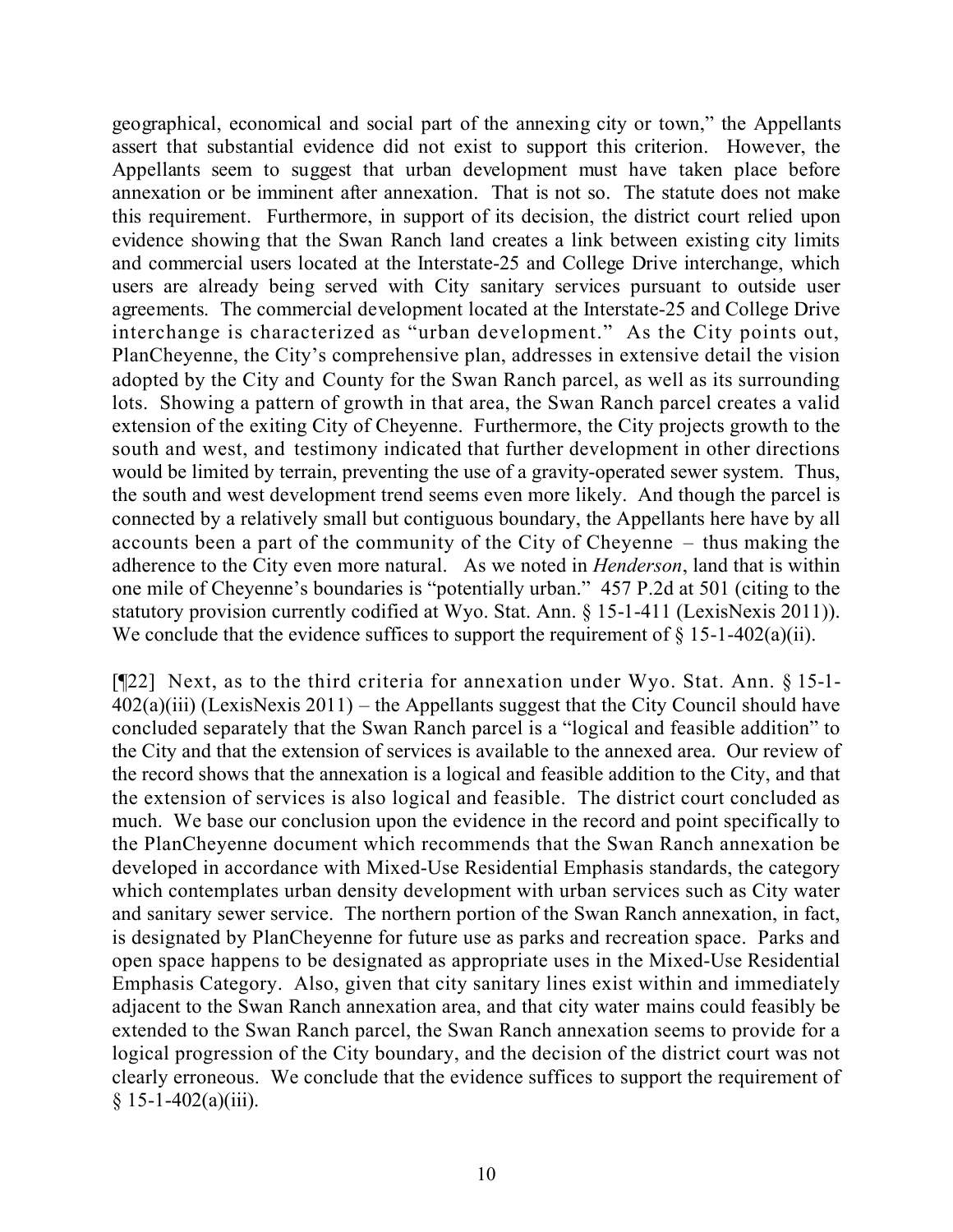geographical, economical and social part of the annexing city or town," the Appellants assert that substantial evidence did not exist to support this criterion. However, the Appellants seem to suggest that urban development must have taken place before annexation or be imminent after annexation. That is not so. The statute does not make this requirement. Furthermore, in support of its decision, the district court relied upon evidence showing that the Swan Ranch land creates a link between existing city limits and commercial users located at the Interstate-25 and College Drive interchange, which users are already being served with City sanitary services pursuant to outside user agreements. The commercial development located at the Interstate-25 and College Drive interchange is characterized as "urban development." As the City points out, PlanCheyenne, the City's comprehensive plan, addresses in extensive detail the vision adopted by the City and County for the Swan Ranch parcel, as well as its surrounding lots. Showing a pattern of growth in that area, the Swan Ranch parcel creates a valid extension of the exiting City of Cheyenne. Furthermore, the City projects growth to the south and west, and testimony indicated that further development in other directions would be limited by terrain, preventing the use of a gravity-operated sewer system. Thus, the south and west development trend seems even more likely. And though the parcel is connected by a relatively small but contiguous boundary, the Appellants here have by all accounts been a part of the community of the City of Cheyenne – thus making the adherence to the City even more natural. As we noted in *Henderson*, land that is within one mile of Cheyenne's boundaries is "potentially urban." 457 P.2d at 501 (citing to the statutory provision currently codified at Wyo. Stat. Ann. § 15-1-411 (LexisNexis 2011)). We conclude that the evidence suffices to support the requirement of § 15-1-402(a)(ii).

[¶22] Next, as to the third criteria for annexation under Wyo. Stat. Ann. § 15-1-402(a)(iii) (LexisNexis 2011) – the Appellants suggest that the City Council should have concluded separately that the Swan Ranch parcel is a "logical and feasible addition" to the City and that the extension of services is available to the annexed area. Our review of the record shows that the annexation is a logical and feasible addition to the City, and that the extension of services is also logical and feasible. The district court concluded as much. We base our conclusion upon the evidence in the record and point specifically to the PlanCheyenne document which recommends that the Swan Ranch annexation be developed in accordance with Mixed-Use Residential Emphasis standards, the category which contemplates urban density development with urban services such as City water and sanitary sewer service. The northern portion of the Swan Ranch annexation, in fact, is designated by PlanCheyenne for future use as parks and recreation space. Parks and open space happens to be designated as appropriate uses in the Mixed-Use Residential Emphasis Category. Also, given that city sanitary lines exist within and immediately adjacent to the Swan Ranch annexation area, and that city water mains could feasibly be extended to the Swan Ranch parcel, the Swan Ranch annexation seems to provide for a logical progression of the City boundary, and the decision of the district court was not clearly erroneous. We conclude that the evidence suffices to support the requirement of § 15-1-402(a)(iii).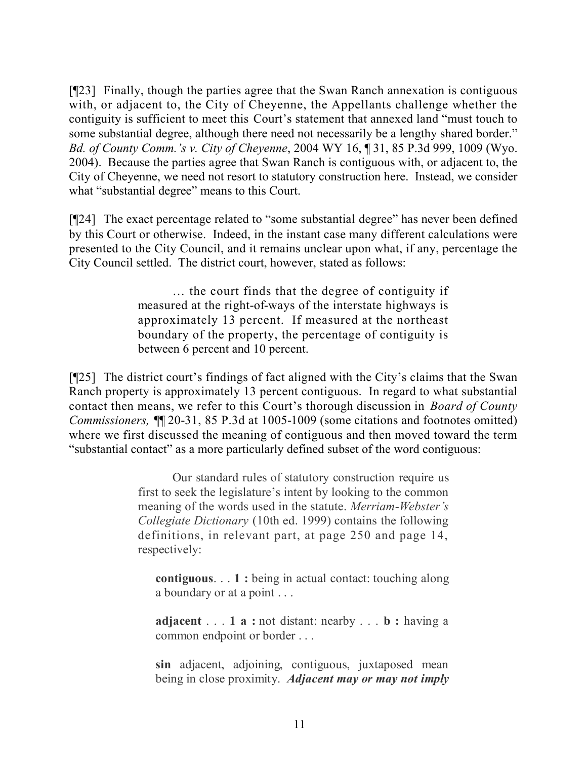[¶23] Finally, though the parties agree that the Swan Ranch annexation is contiguous with, or adjacent to, the City of Cheyenne, the Appellants challenge whether the contiguity is sufficient to meet this Court's statement that annexed land "must touch to some substantial degree, although there need not necessarily be a lengthy shared border." *Bd. of County Comm.'s v. City of Cheyenne*, 2004 WY 16, ¶ 31, 85 P.3d 999, 1009 (Wyo. 2004). Because the parties agree that Swan Ranch is contiguous with, or adjacent to, the City of Cheyenne, we need not resort to statutory construction here. Instead, we consider what "substantial degree" means to this Court.

[¶24] The exact percentage related to "some substantial degree" has never been defined by this Court or otherwise. Indeed, in the instant case many different calculations were presented to the City Council, and it remains unclear upon what, if any, percentage the City Council settled. The district court, however, stated as follows:

> … the court finds that the degree of contiguity if measured at the right-of-ways of the interstate highways is approximately 13 percent. If measured at the northeast boundary of the property, the percentage of contiguity is between 6 percent and 10 percent.

[¶25] The district court's findings of fact aligned with the City's claims that the Swan Ranch property is approximately 13 percent contiguous. In regard to what substantial contact then means, we refer to this Court's thorough discussion in *Board of County Commissioners,* ¶¶ 20-31, 85 P.3d at 1005-1009 (some citations and footnotes omitted) where we first discussed the meaning of contiguous and then moved toward the term "substantial contact" as a more particularly defined subset of the word contiguous:

> Our standard rules of statutory construction require us first to seek the legislature's intent by looking to the common meaning of the words used in the statute. *Merriam-Webster's Collegiate Dictionary* (10th ed. 1999) contains the following definitions, in relevant part, at page 250 and page 14, respectively:
>
> **contiguous**. . . **1 :** being in actual contact: touching along a boundary or at a point . . .
>
> **adjacent** . . . **1 a :** not distant: nearby . . . **b :** having a common endpoint or border . . .
>
> **sin** adjacent, adjoining, contiguous, juxtaposed mean being in close proximity. ***Adjacent may or may not imply***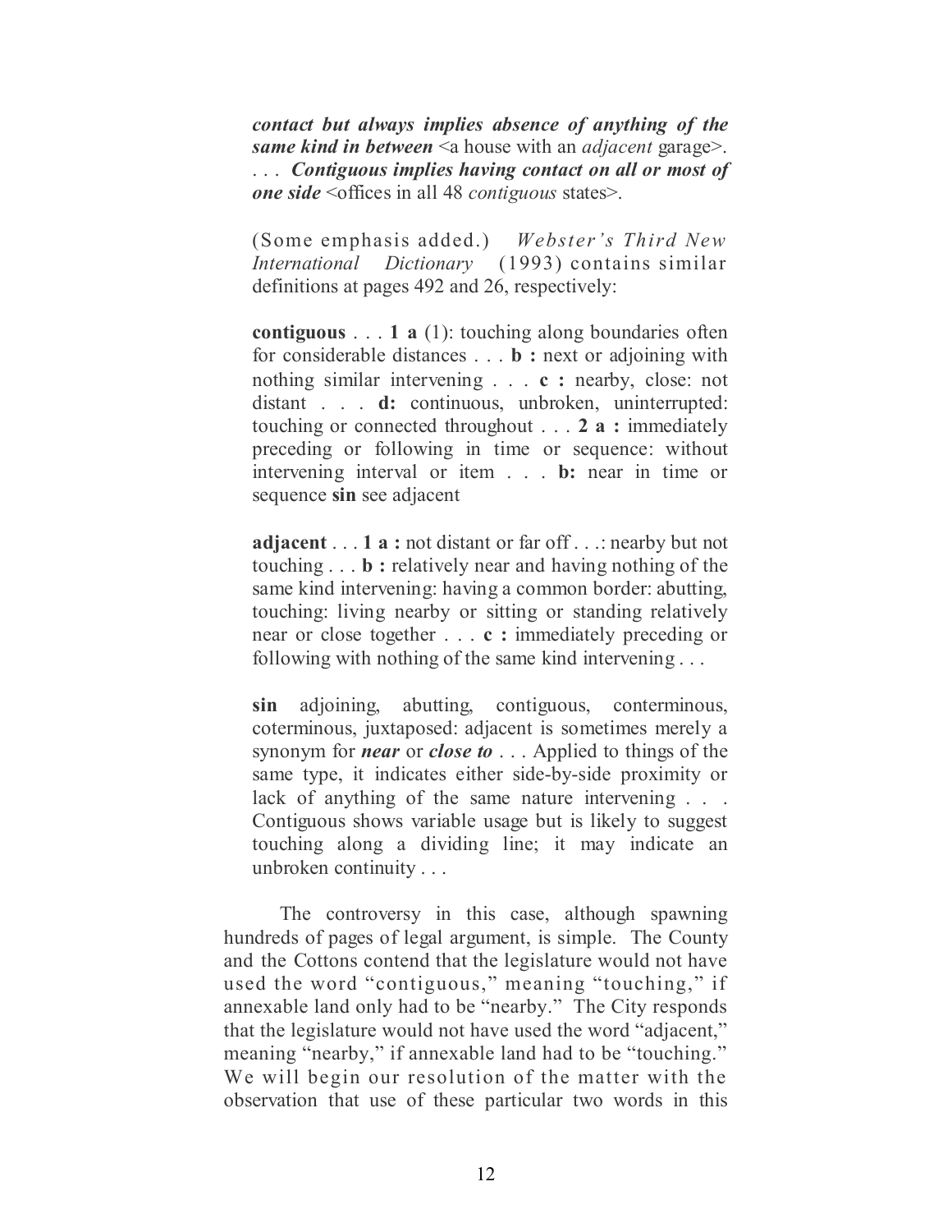*contact but always implies absence of anything of the same kind in between* <a house with an *adjacent* garage>. . . . *Contiguous implies having contact on all or most of one side* <offices in all 48 *contiguous* states>.

(Some emphasis added.) *Webster's Third New International Dictionary* (1993) contains similar definitions at pages 492 and 26, respectively:

**contiguous** . . . **1 a** (1): touching along boundaries often for considerable distances . . . **b :** next or adjoining with nothing similar intervening . . . **c :** nearby, close: not distant . . . **d:** continuous, unbroken, uninterrupted: touching or connected throughout . . . **2 a :** immediately preceding or following in time or sequence: without intervening interval or item . . . **b:** near in time or sequence **sin** see adjacent

**adjacent** . . . **1 a :** not distant or far off . . .: nearby but not touching . . . **b :** relatively near and having nothing of the same kind intervening: having a common border: abutting, touching: living nearby or sitting or standing relatively near or close together . . . **c :** immediately preceding or following with nothing of the same kind intervening . . .

**sin** adjoining, abutting, contiguous, conterminous, coterminous, juxtaposed: adjacent is sometimes merely a synonym for ***near*** or ***close to*** . . . Applied to things of the same type, it indicates either side-by-side proximity or lack of anything of the same nature intervening . . . Contiguous shows variable usage but is likely to suggest touching along a dividing line; it may indicate an unbroken continuity . . .

The controversy in this case, although spawning hundreds of pages of legal argument, is simple. The County and the Cottons contend that the legislature would not have used the word "contiguous," meaning "touching," if annexable land only had to be "nearby." The City responds that the legislature would not have used the word "adjacent," meaning "nearby," if annexable land had to be "touching." We will begin our resolution of the matter with the observation that use of these particular two words in this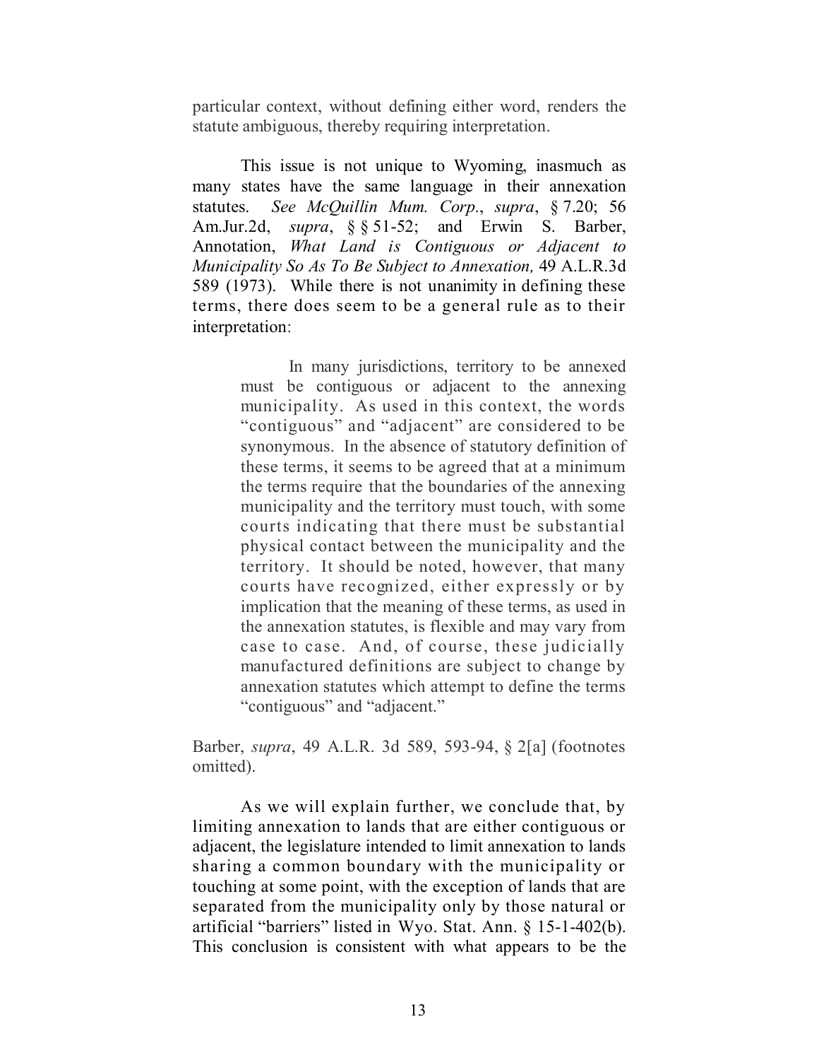particular context, without defining either word, renders the statute ambiguous, thereby requiring interpretation.

This issue is not unique to Wyoming, inasmuch as many states have the same language in their annexation statutes. *See McQuillin Mum. Corp.*, *supra*, § 7.20; 56 Am.Jur.2d, *supra*, § § 51-52; and Erwin S. Barber, Annotation, *What Land is Contiguous or Adjacent to Municipality So As To Be Subject to Annexation,* 49 A.L.R.3d 589 (1973). While there is not unanimity in defining these terms, there does seem to be a general rule as to their interpretation:

> In many jurisdictions, territory to be annexed must be contiguous or adjacent to the annexing municipality. As used in this context, the words "contiguous" and "adjacent" are considered to be synonymous. In the absence of statutory definition of these terms, it seems to be agreed that at a minimum the terms require that the boundaries of the annexing municipality and the territory must touch, with some courts indicating that there must be substantial physical contact between the municipality and the territory. It should be noted, however, that many courts have recognized, either expressly or by implication that the meaning of these terms, as used in the annexation statutes, is flexible and may vary from case to case. And, of course, these judicially manufactured definitions are subject to change by annexation statutes which attempt to define the terms "contiguous" and "adjacent."

Barber, *supra*, 49 A.L.R. 3d 589, 593-94, § 2[a] (footnotes omitted).

As we will explain further, we conclude that, by limiting annexation to lands that are either contiguous or adjacent, the legislature intended to limit annexation to lands sharing a common boundary with the municipality or touching at some point, with the exception of lands that are separated from the municipality only by those natural or artificial "barriers" listed in Wyo. Stat. Ann. § 15-1-402(b). This conclusion is consistent with what appears to be the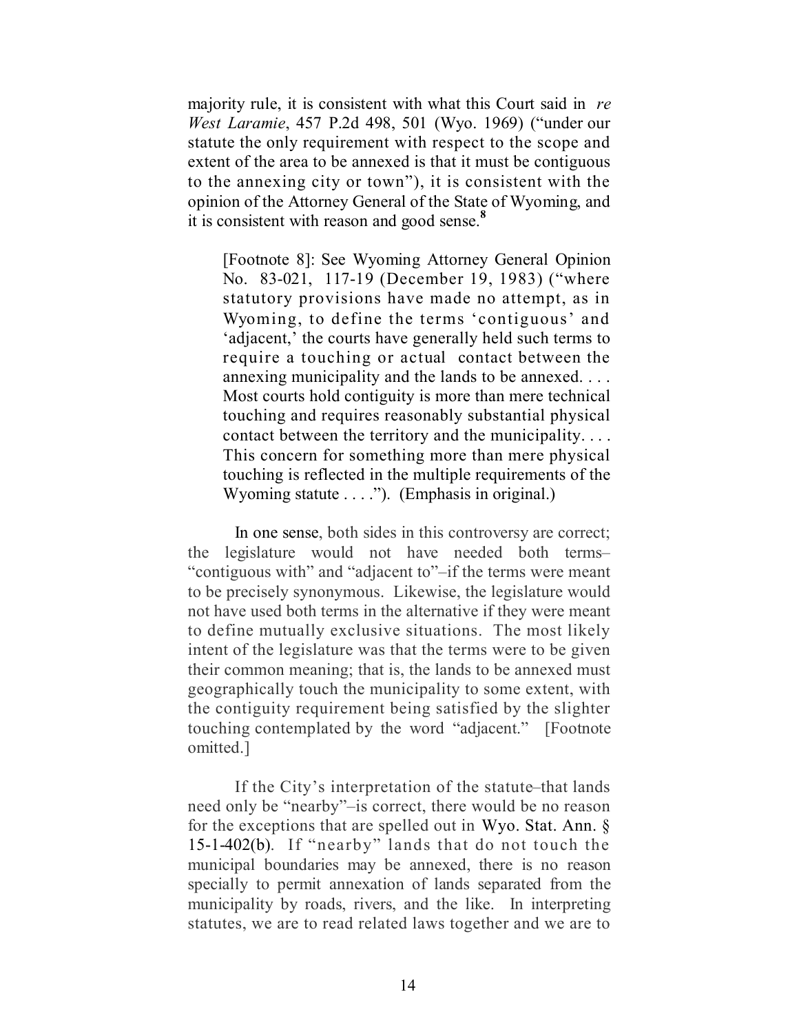majority rule, it is consistent with what this Court said in *re West Laramie*, 457 P.2d 498, 501 (Wyo. 1969) ("under our statute the only requirement with respect to the scope and extent of the area to be annexed is that it must be contiguous to the annexing city or town"), it is consistent with the opinion of the Attorney General of the State of Wyoming, and it is consistent with reason and good sense.[8]

> [Footnote 8]: See Wyoming Attorney General Opinion No. 83-021, 117-19 (December 19, 1983) ("where statutory provisions have made no attempt, as in Wyoming, to define the terms 'contiguous' and 'adjacent,' the courts have generally held such terms to require a touching or actual contact between the annexing municipality and the lands to be annexed. . . . Most courts hold contiguity is more than mere technical touching and requires reasonably substantial physical contact between the territory and the municipality. . . . This concern for something more than mere physical touching is reflected in the multiple requirements of the Wyoming statute . . . ."). (Emphasis in original.)
>
> In one sense, both sides in this controversy are correct; the legislature would not have needed both terms–"contiguous with" and "adjacent to"–if the terms were meant to be precisely synonymous. Likewise, the legislature would not have used both terms in the alternative if they were meant to define mutually exclusive situations. The most likely intent of the legislature was that the terms were to be given their common meaning; that is, the lands to be annexed must geographically touch the municipality to some extent, with the contiguity requirement being satisfied by the slighter touching contemplated by the word "adjacent." [Footnote omitted.]
>
> If the City's interpretation of the statute–that lands need only be "nearby"–is correct, there would be no reason for the exceptions that are spelled out in Wyo. Stat. Ann. § 15-1-402(b). If "nearby" lands that do not touch the municipal boundaries may be annexed, there is no reason specially to permit annexation of lands separated from the municipality by roads, rivers, and the like. In interpreting statutes, we are to read related laws together and we are to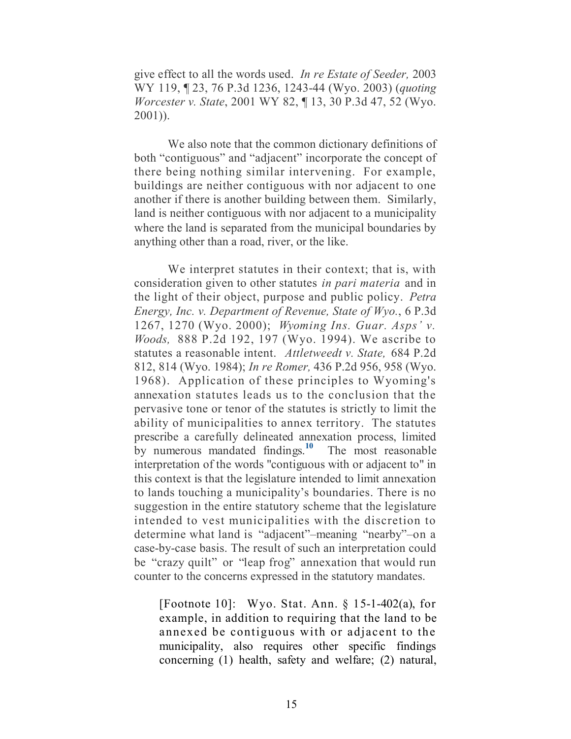give effect to all the words used. *In re Estate of Seeder,* 2003 WY 119, ¶ 23, 76 P.3d 1236, 1243-44 (Wyo. 2003) (*quoting Worcester v. State*, 2001 WY 82, ¶ 13, 30 P.3d 47, 52 (Wyo. 2001)).

We also note that the common dictionary definitions of both "contiguous" and "adjacent" incorporate the concept of there being nothing similar intervening. For example, buildings are neither contiguous with nor adjacent to one another if there is another building between them. Similarly, land is neither contiguous with nor adjacent to a municipality where the land is separated from the municipal boundaries by anything other than a road, river, or the like.

We interpret statutes in their context; that is, with consideration given to other statutes *in pari materia* and in the light of their object, purpose and public policy. *Petra Energy, Inc. v. Department of Revenue, State of Wyo.*, 6 P.3d 1267, 1270 (Wyo. 2000); *Wyoming Ins. Guar. Asps' v. Woods,* 888 P.2d 192, 197 (Wyo. 1994). We ascribe to statutes a reasonable intent. *Attletweedt v. State,* 684 P.2d 812, 814 (Wyo. 1984); *In re Romer,* 436 P.2d 956, 958 (Wyo. 1968). Application of these principles to Wyoming's annexation statutes leads us to the conclusion that the pervasive tone or tenor of the statutes is strictly to limit the ability of municipalities to annex territory. The statutes prescribe a carefully delineated annexation process, limited by numerous mandated findings.[10] The most reasonable interpretation of the words "contiguous with or adjacent to" in this context is that the legislature intended to limit annexation to lands touching a municipality's boundaries. There is no suggestion in the entire statutory scheme that the legislature intended to vest municipalities with the discretion to determine what land is "adjacent"–meaning "nearby"–on a case-by-case basis. The result of such an interpretation could be "crazy quilt" or "leap frog" annexation that would run counter to the concerns expressed in the statutory mandates.

> [Footnote 10]: Wyo. Stat. Ann. § 15-1-402(a), for example, in addition to requiring that the land to be annexed be contiguous with or adjacent to the municipality, also requires other specific findings concerning (1) health, safety and welfare; (2) natural,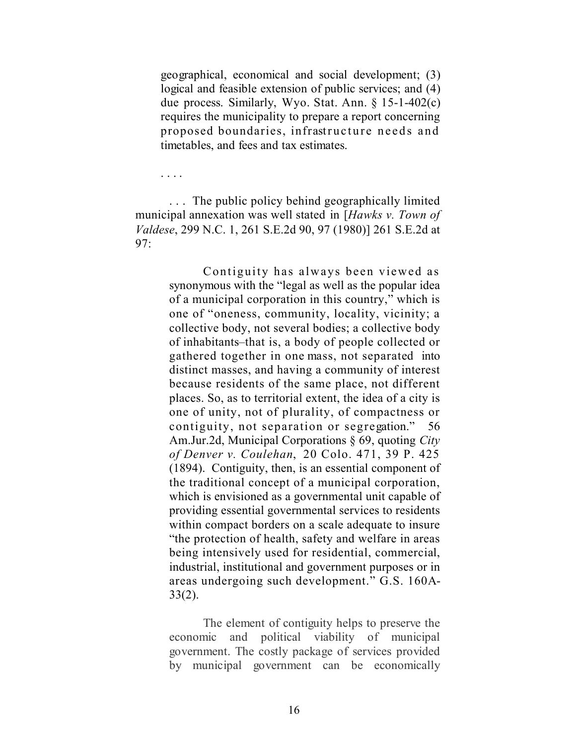> geographical, economical and social development; (3) logical and feasible extension of public services; and (4) due process. Similarly, Wyo. Stat. Ann. § 15-1-402(c) requires the municipality to prepare a report concerning proposed boundaries, infrastructure needs and timetables, and fees and tax estimates.

. . . .

. . . The public policy behind geographically limited municipal annexation was well stated in [*Hawks v. Town of Valdese*, 299 N.C. 1, 261 S.E.2d 90, 97 (1980)] 261 S.E.2d at 97:

> Contiguity has always been viewed as synonymous with the "legal as well as the popular idea of a municipal corporation in this country," which is one of "oneness, community, locality, vicinity; a collective body, not several bodies; a collective body of inhabitants–that is, a body of people collected or gathered together in one mass, not separated into distinct masses, and having a community of interest because residents of the same place, not different places. So, as to territorial extent, the idea of a city is one of unity, not of plurality, of compactness or contiguity, not separation or segregation." 56 Am.Jur.2d, Municipal Corporations § 69, quoting *City of Denver v. Coulehan*, 20 Colo. 471, 39 P. 425 (1894). Contiguity, then, is an essential component of the traditional concept of a municipal corporation, which is envisioned as a governmental unit capable of providing essential governmental services to residents within compact borders on a scale adequate to insure "the protection of health, safety and welfare in areas being intensively used for residential, commercial, industrial, institutional and government purposes or in areas undergoing such development." G.S. 160A-33(2).
>
> The element of contiguity helps to preserve the economic and political viability of municipal government. The costly package of services provided by municipal government can be economically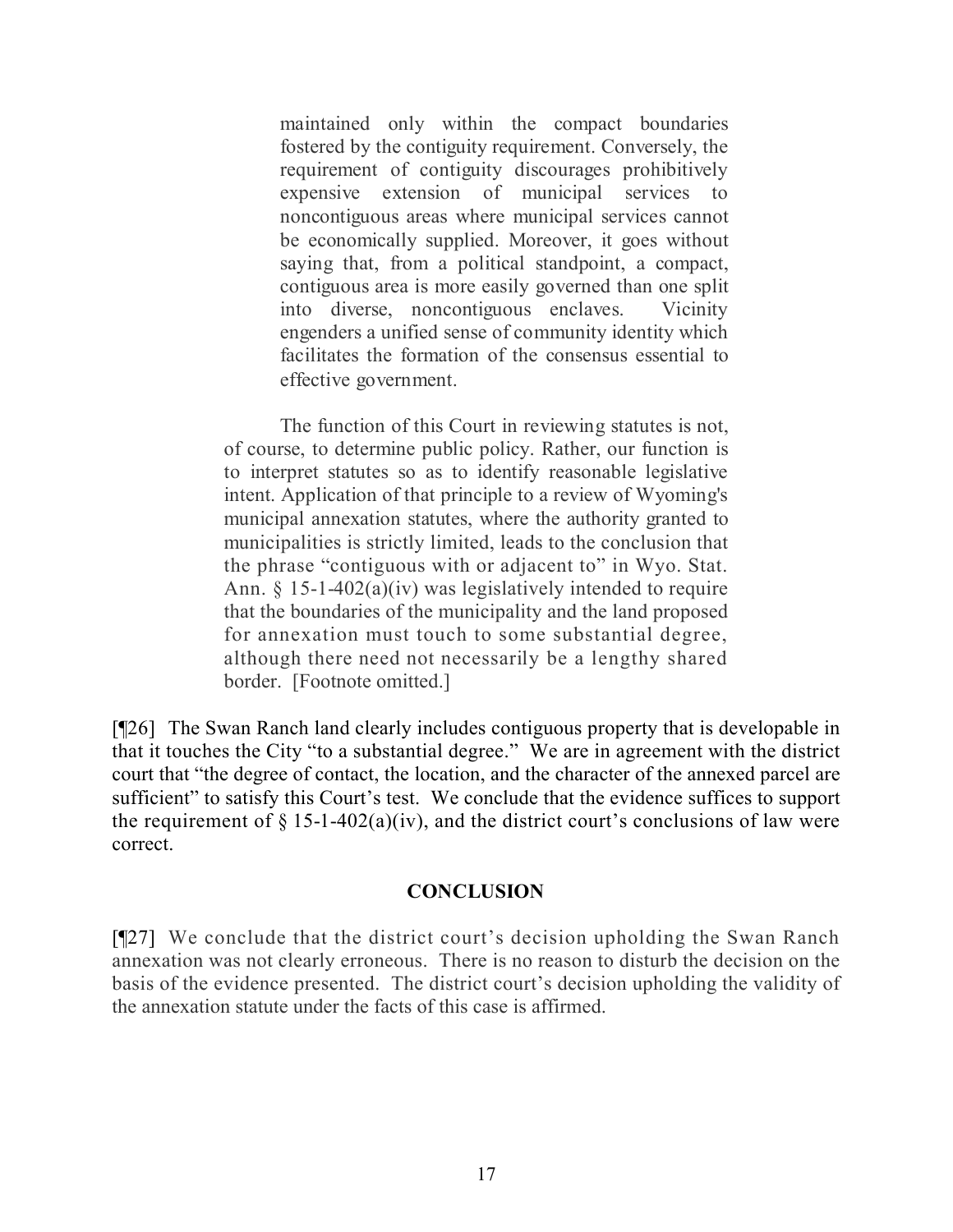> maintained only within the compact boundaries fostered by the contiguity requirement. Conversely, the requirement of contiguity discourages prohibitively expensive extension of municipal services to noncontiguous areas where municipal services cannot be economically supplied. Moreover, it goes without saying that, from a political standpoint, a compact, contiguous area is more easily governed than one split into diverse, noncontiguous enclaves. Vicinity engenders a unified sense of community identity which facilitates the formation of the consensus essential to effective government.
>
> The function of this Court in reviewing statutes is not, of course, to determine public policy. Rather, our function is to interpret statutes so as to identify reasonable legislative intent. Application of that principle to a review of Wyoming's municipal annexation statutes, where the authority granted to municipalities is strictly limited, leads to the conclusion that the phrase "contiguous with or adjacent to" in Wyo. Stat. Ann. § 15-1-402(a)(iv) was legislatively intended to require that the boundaries of the municipality and the land proposed for annexation must touch to some substantial degree, although there need not necessarily be a lengthy shared border. [Footnote omitted.]

[¶26] The Swan Ranch land clearly includes contiguous property that is developable in that it touches the City "to a substantial degree." We are in agreement with the district court that "the degree of contact, the location, and the character of the annexed parcel are sufficient" to satisfy this Court's test. We conclude that the evidence suffices to support the requirement of § 15-1-402(a)(iv), and the district court's conclusions of law were correct.

## CONCLUSION

[¶27] We conclude that the district court's decision upholding the Swan Ranch annexation was not clearly erroneous. There is no reason to disturb the decision on the basis of the evidence presented. The district court's decision upholding the validity of the annexation statute under the facts of this case is affirmed.